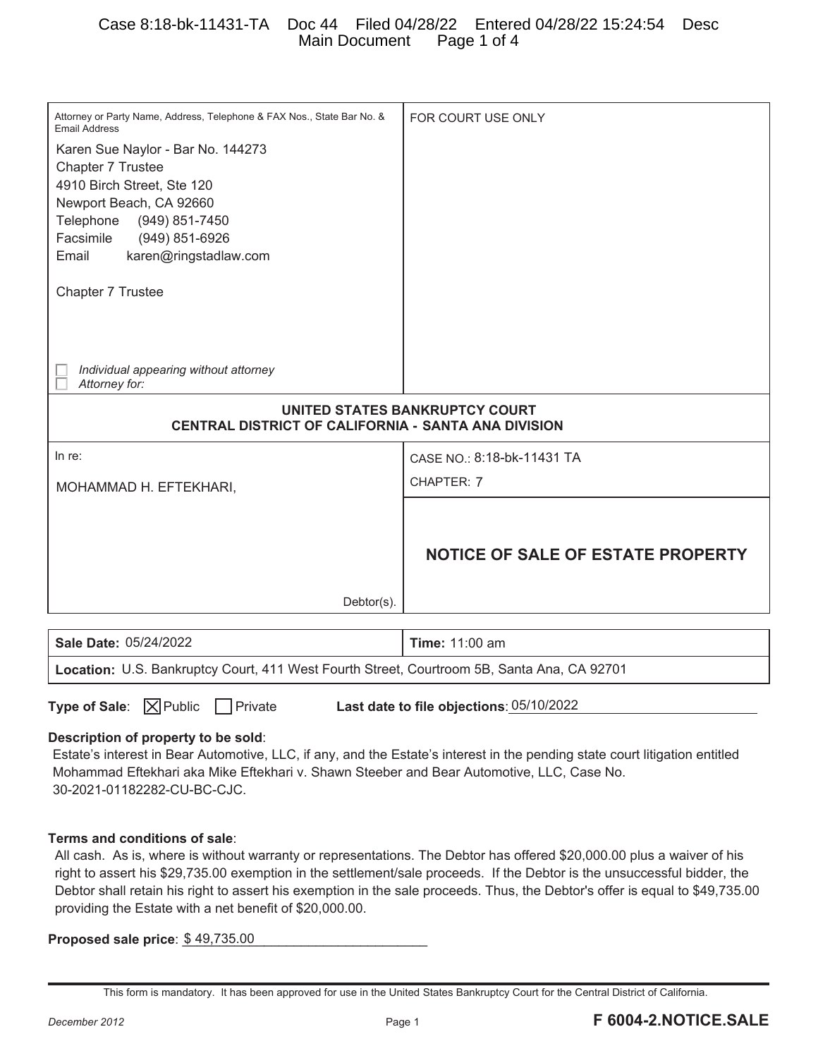| Attorney or Party Name, Address, Telephone & FAX Nos., State Bar No. & Email Address | FOR COURT USE ONLY |
|---|---|
| Karen Sue Naylor - Bar No. 144273<br>Chapter 7 Trustee<br>4910 Birch Street, Ste 120<br>Newport Beach, CA 92660<br>Telephone (949) 851-7450<br>Facsimile (949) 851-6926<br>Email karen@ringstadlaw.com<br><br>Chapter 7 Trustee<br><br>☐ *Individual appearing without attorney*<br>☐ *Attorney for:* | |

**UNITED STATES BANKRUPTCY COURT**
**CENTRAL DISTRICT OF CALIFORNIA - SANTA ANA DIVISION**

| In re: | CASE NO.: 8:18-bk-11431 TA |
|---|---|
| MOHAMMAD H. EFTEKHARI, | CHAPTER: 7 |
| Debtor(s). | **NOTICE OF SALE OF ESTATE PROPERTY** |

| **Sale Date:** 05/24/2022 | **Time:** 11:00 am |
|---|---|
| **Location:** U.S. Bankruptcy Court, 411 West Fourth Street, Courtroom 5B, Santa Ana, CA 92701 | |

**Type of Sale**: ☒ Public ☐ Private **Last date to file objections**: 05/10/2022

**Description of property to be sold**:
Estate's interest in Bear Automotive, LLC, if any, and the Estate's interest in the pending state court litigation entitled Mohammad Eftekhari aka Mike Eftekhari v. Shawn Steeber and Bear Automotive, LLC, Case No. 30-2021-01182282-CU-BC-CJC.

**Terms and conditions of sale**:
All cash. As is, where is without warranty or representations. The Debtor has offered $20,000.00 plus a waiver of his right to assert his $29,735.00 exemption in the settlement/sale proceeds. If the Debtor is the unsuccessful bidder, the Debtor shall retain his right to assert his exemption in the sale proceeds. Thus, the Debtor's offer is equal to $49,735.00 providing the Estate with a net benefit of $20,000.00.

**Proposed sale price**: $ 49,735.00

This form is mandatory. It has been approved for use in the United States Bankruptcy Court for the Central District of California.

*December 2012* **F 6004-2.NOTICE.SALE**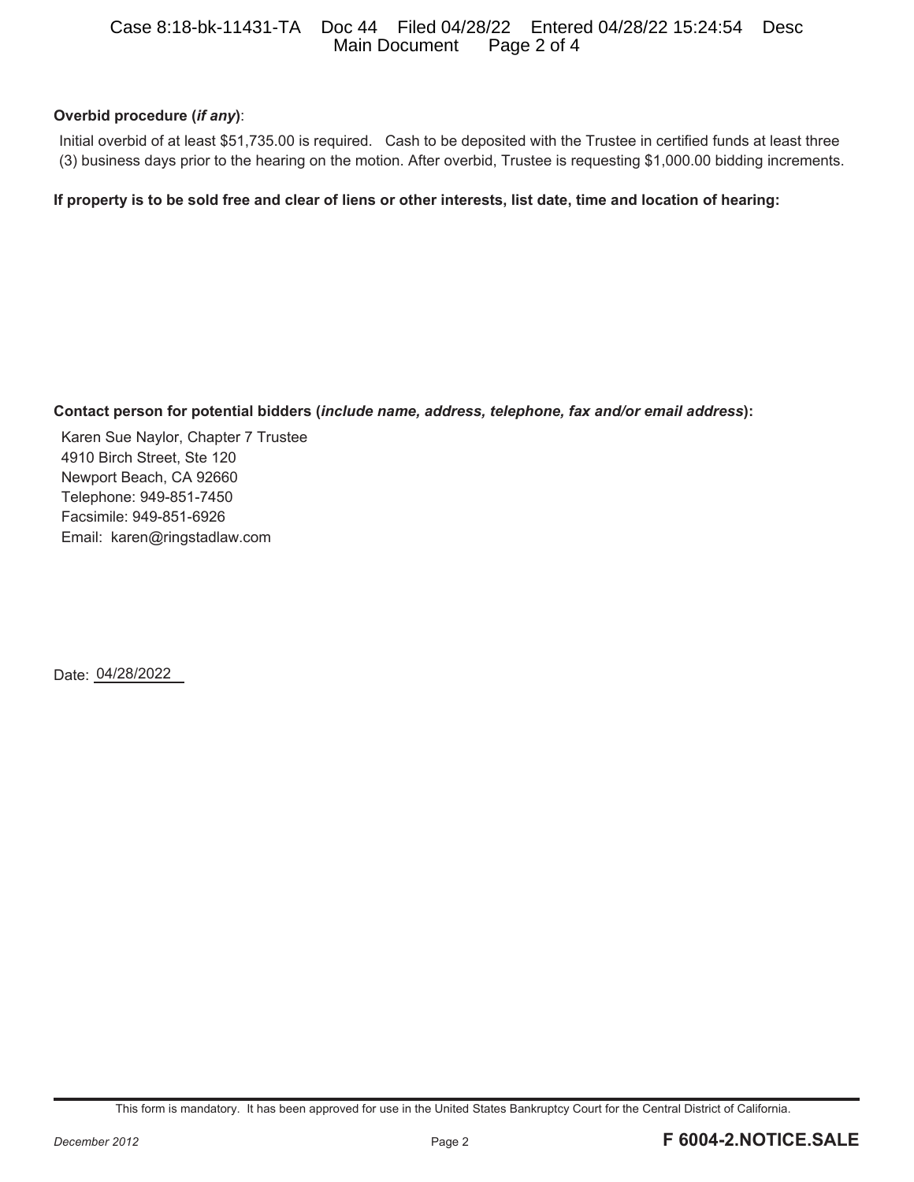**Overbid procedure (*if any*)**:

Initial overbid of at least $51,735.00 is required. Cash to be deposited with the Trustee in certified funds at least three (3) business days prior to the hearing on the motion. After overbid, Trustee is requesting $1,000.00 bidding increments.

**If property is to be sold free and clear of liens or other interests, list date, time and location of hearing:**

**Contact person for potential bidders (*include name, address, telephone, fax and/or email address*):**

Karen Sue Naylor, Chapter 7 Trustee
4910 Birch Street, Ste 120
Newport Beach, CA 92660
Telephone: 949-851-7450
Facsimile: 949-851-6926
Email: karen@ringstadlaw.com

Date: 04/28/2022

This form is mandatory. It has been approved for use in the United States Bankruptcy Court for the Central District of California.

December 2012 **F 6004-2.NOTICE.SALE**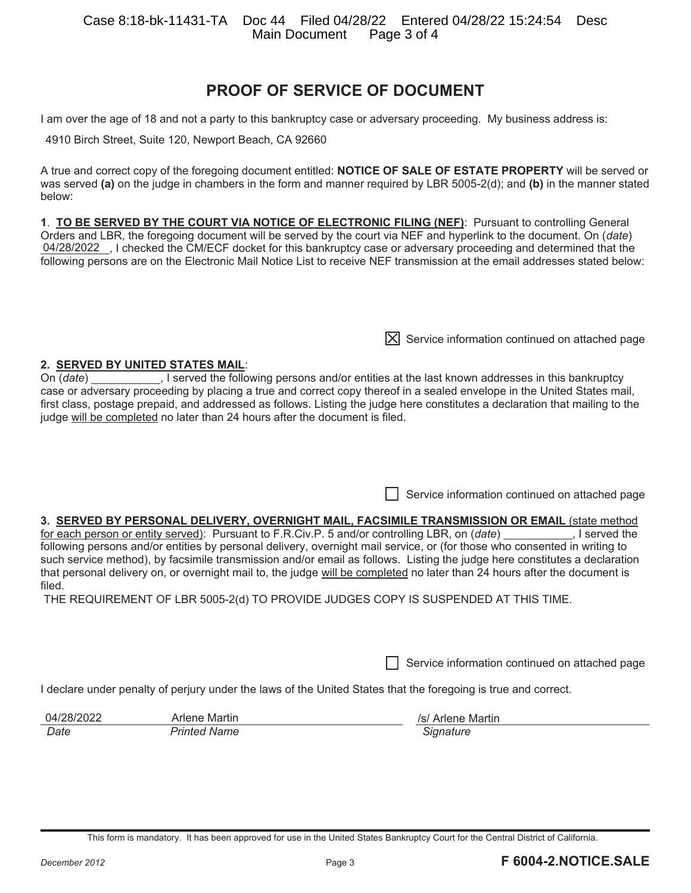# PROOF OF SERVICE OF DOCUMENT

I am over the age of 18 and not a party to this bankruptcy case or adversary proceeding. My business address is:

4910 Birch Street, Suite 120, Newport Beach, CA 92660

A true and correct copy of the foregoing document entitled: **NOTICE OF SALE OF ESTATE PROPERTY** will be served or was served **(a)** on the judge in chambers in the form and manner required by LBR 5005-2(d); and **(b)** in the manner stated below:

**1**. **TO BE SERVED BY THE COURT VIA NOTICE OF ELECTRONIC FILING (NEF)**: Pursuant to controlling General Orders and LBR, the foregoing document will be served by the court via NEF and hyperlink to the document. On (*date*) 04/28/2022, I checked the CM/ECF docket for this bankruptcy case or adversary proceeding and determined that the following persons are on the Electronic Mail Notice List to receive NEF transmission at the email addresses stated below:

☒ Service information continued on attached page

**2. SERVED BY UNITED STATES MAIL**:
On (*date*) ___________, I served the following persons and/or entities at the last known addresses in this bankruptcy case or adversary proceeding by placing a true and correct copy thereof in a sealed envelope in the United States mail, first class, postage prepaid, and addressed as follows. Listing the judge here constitutes a declaration that mailing to the judge will be completed no later than 24 hours after the document is filed.

☐ Service information continued on attached page

**3. SERVED BY PERSONAL DELIVERY, OVERNIGHT MAIL, FACSIMILE TRANSMISSION OR EMAIL** (state method for each person or entity served): Pursuant to F.R.Civ.P. 5 and/or controlling LBR, on (*date*) ___________, I served the following persons and/or entities by personal delivery, overnight mail service, or (for those who consented in writing to such service method), by facsimile transmission and/or email as follows. Listing the judge here constitutes a declaration that personal delivery on, or overnight mail to, the judge will be completed no later than 24 hours after the document is filed.

THE REQUIREMENT OF LBR 5005-2(d) TO PROVIDE JUDGES COPY IS SUSPENDED AT THIS TIME.

☐ Service information continued on attached page

I declare under penalty of perjury under the laws of the United States that the foregoing is true and correct.

| 04/28/2022 | Arlene Martin | /s/ Arlene Martin |
|---|---|---|
| *Date* | *Printed Name* | *Signature* |

This form is mandatory. It has been approved for use in the United States Bankruptcy Court for the Central District of California.

December 2012 **F 6004-2.NOTICE.SALE**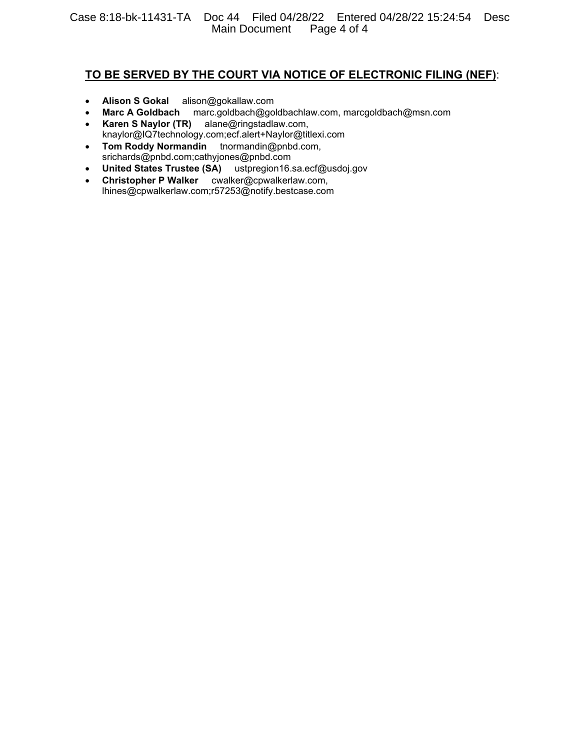**TO BE SERVED BY THE COURT VIA NOTICE OF ELECTRONIC FILING (NEF)**:

- **Alison S Gokal** alison@gokallaw.com
- **Marc A Goldbach** marc.goldbach@goldbachlaw.com, marcgoldbach@msn.com
- **Karen S Naylor (TR)** alane@ringstadlaw.com, knaylor@IQ7technology.com;ecf.alert+Naylor@titlexi.com
- **Tom Roddy Normandin** tnormandin@pnbd.com, srichards@pnbd.com;cathyjones@pnbd.com
- **United States Trustee (SA)** ustpregion16.sa.ecf@usdoj.gov
- **Christopher P Walker** cwalker@cpwalkerlaw.com, lhines@cpwalkerlaw.com;r57253@notify.bestcase.com